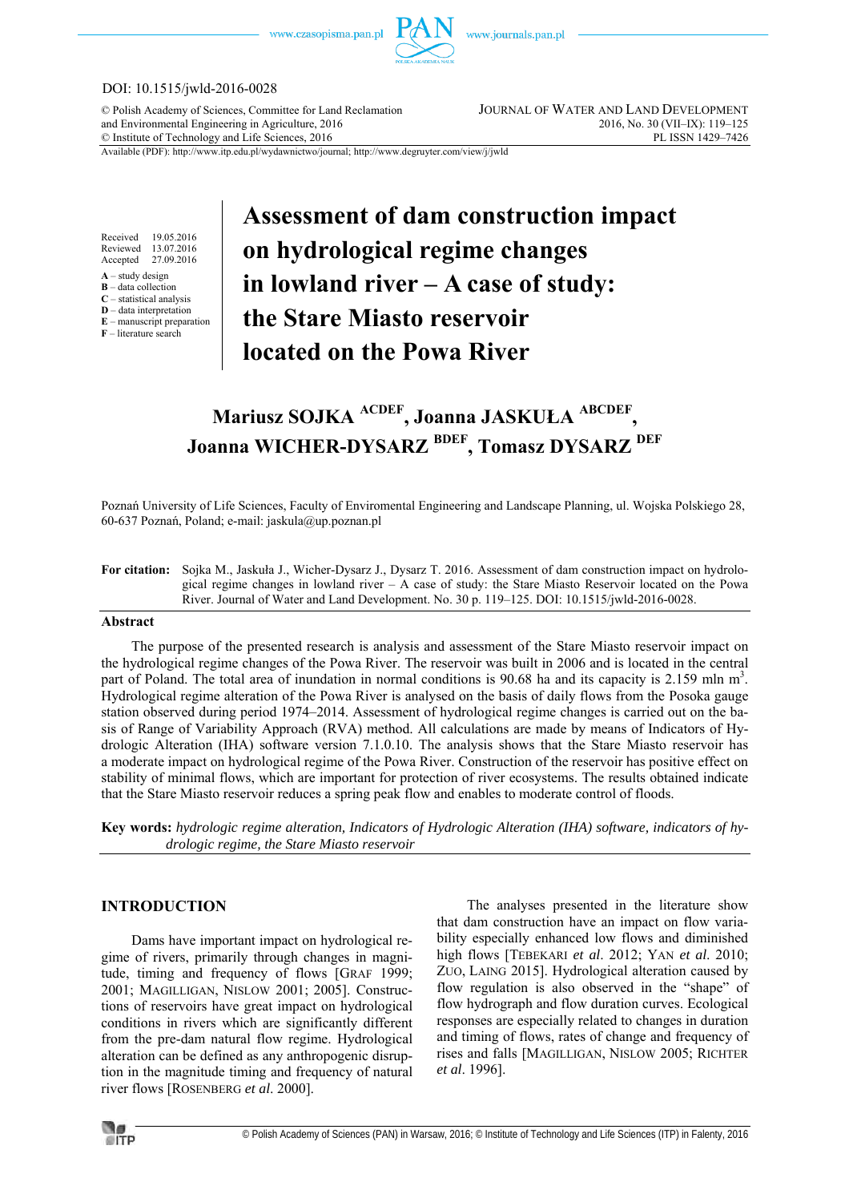DOI: 10.1515/jwld-2016-0028

© Polish Academy of Sciences, Committee for Land Reclamation and Environmental Engineering in Agriculture, 2016
© Institute of Technology and Life Sciences, 2016

JOURNAL OF WATER AND LAND DEVELOPMENT
2016, No. 30 (VII–IX): 119–125
PL ISSN 1429–7426

Available (PDF): http://www.itp.edu.pl/wydawnictwo/journal; http://www.degruyter.com/view/j/jwld

Received 19.05.2016
Reviewed 13.07.2016
Accepted 27.09.2016

**A** – study design
**B** – data collection
**C** – statistical analysis
**D** – data interpretation
**E** – manuscript preparation
**F** – literature search

# Assessment of dam construction impact on hydrological regime changes in lowland river – A case of study: the Stare Miasto reservoir located on the Powa River

**Mariusz SOJKA [ACDEF], Joanna JASKUŁA [ABCDEF], Joanna WICHER-DYSARZ [BDEF], Tomasz DYSARZ [DEF]**

Poznań University of Life Sciences, Faculty of Enviromental Engineering and Landscape Planning, ul. Wojska Polskiego 28, 60-637 Poznań, Poland; e-mail: jaskula@up.poznan.pl

**For citation:** Sojka M., Jaskuła J., Wicher-Dysarz J., Dysarz T. 2016. Assessment of dam construction impact on hydrological regime changes in lowland river – A case of study: the Stare Miasto Reservoir located on the Powa River. Journal of Water and Land Development. No. 30 p. 119–125. DOI: 10.1515/jwld-2016-0028.

## Abstract

The purpose of the presented research is analysis and assessment of the Stare Miasto reservoir impact on the hydrological regime changes of the Powa River. The reservoir was built in 2006 and is located in the central part of Poland. The total area of inundation in normal conditions is 90.68 ha and its capacity is 2.159 mln $m^3$. Hydrological regime alteration of the Powa River is analysed on the basis of daily flows from the Posoka gauge station observed during period 1974–2014. Assessment of hydrological regime changes is carried out on the basis of Range of Variability Approach (RVA) method. All calculations are made by means of Indicators of Hydrologic Alteration (IHA) software version 7.1.0.10. The analysis shows that the Stare Miasto reservoir has a moderate impact on hydrological regime of the Powa River. Construction of the reservoir has positive effect on stability of minimal flows, which are important for protection of river ecosystems. The results obtained indicate that the Stare Miasto reservoir reduces a spring peak flow and enables to moderate control of floods.

**Key words:** *hydrologic regime alteration, Indicators of Hydrologic Alteration (IHA) software, indicators of hydrologic regime, the Stare Miasto reservoir*

## INTRODUCTION

Dams have important impact on hydrological regime of rivers, primarily through changes in magnitude, timing and frequency of flows [GRAF 1999; 2001; MAGILLIGAN, NISLOW 2001; 2005]. Constructions of reservoirs have great impact on hydrological conditions in rivers which are significantly different from the pre-dam natural flow regime. Hydrological alteration can be defined as any anthropogenic disruption in the magnitude timing and frequency of natural river flows [ROSENBERG *et al*. 2000].

The analyses presented in the literature show that dam construction have an impact on flow variability especially enhanced low flows and diminished high flows [TEBEKARI *et al*. 2012; YAN *et al*. 2010; ZUO, LAING 2015]. Hydrological alteration caused by flow regulation is also observed in the "shape" of flow hydrograph and flow duration curves. Ecological responses are especially related to changes in duration and timing of flows, rates of change and frequency of rises and falls [MAGILLIGAN, NISLOW 2005; RICHTER *et al*. 1996].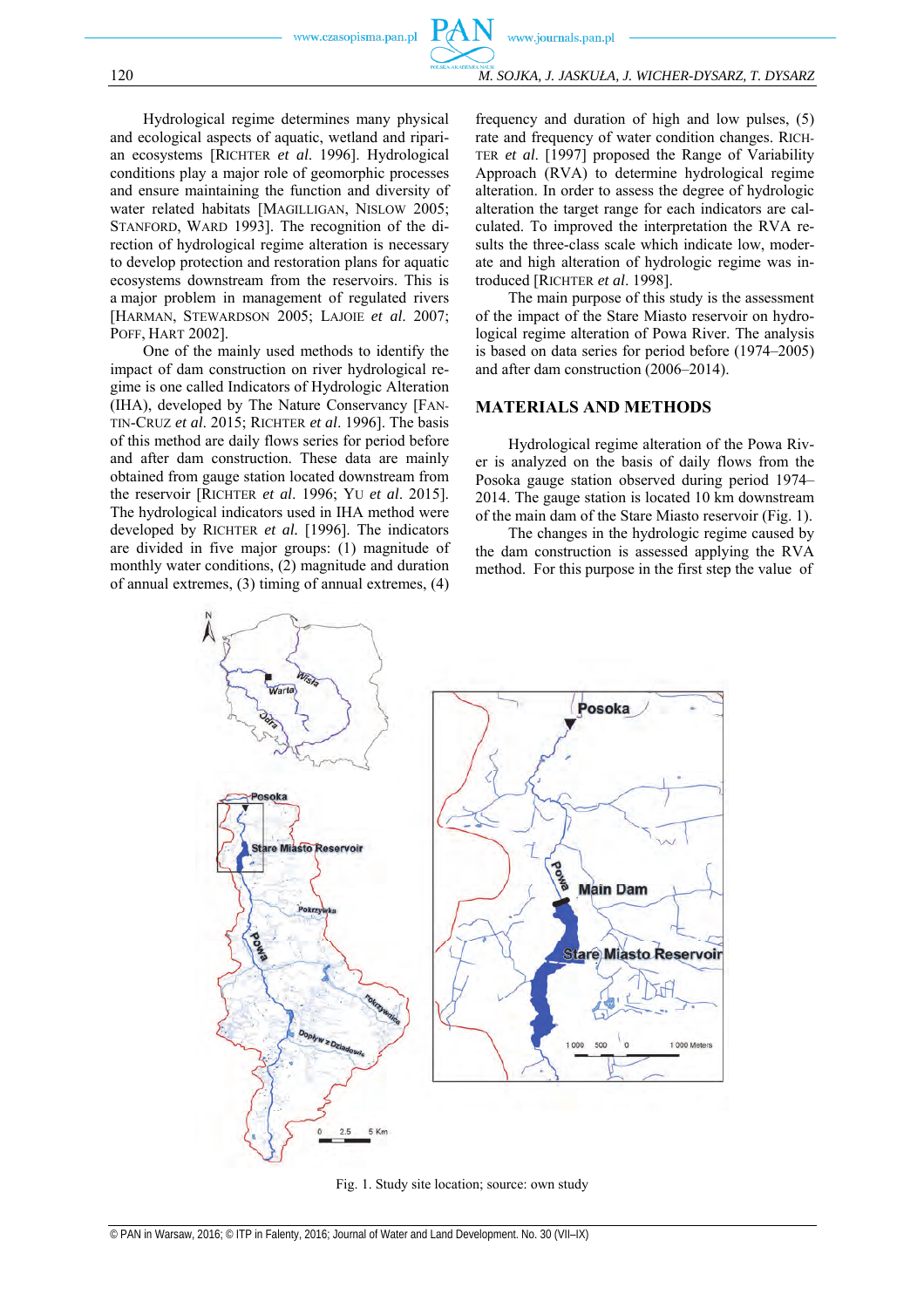Hydrological regime determines many physical and ecological aspects of aquatic, wetland and riparian ecosystems [RICHTER *et al.* 1996]. Hydrological conditions play a major role of geomorphic processes and ensure maintaining the function and diversity of water related habitats [MAGILLIGAN, NISLOW 2005; STANFORD, WARD 1993]. The recognition of the direction of hydrological regime alteration is necessary to develop protection and restoration plans for aquatic ecosystems downstream from the reservoirs. This is a major problem in management of regulated rivers [HARMAN, STEWARDSON 2005; LAJOIE *et al.* 2007; POFF, HART 2002].

One of the mainly used methods to identify the impact of dam construction on river hydrological regime is one called Indicators of Hydrologic Alteration (IHA), developed by The Nature Conservancy [FANTIN-CRUZ *et al.* 2015; RICHTER *et al.* 1996]. The basis of this method are daily flows series for period before and after dam construction. These data are mainly obtained from gauge station located downstream from the reservoir [RICHTER *et al.* 1996; YU *et al.* 2015]. The hydrological indicators used in IHA method were developed by RICHTER *et al.* [1996]. The indicators are divided in five major groups: (1) magnitude of monthly water conditions, (2) magnitude and duration of annual extremes, (3) timing of annual extremes, (4) frequency and duration of high and low pulses, (5) rate and frequency of water condition changes. RICHTER *et al.* [1997] proposed the Range of Variability Approach (RVA) to determine hydrological regime alteration. In order to assess the degree of hydrologic alteration the target range for each indicators are calculated. To improved the interpretation the RVA results the three-class scale which indicate low, moderate and high alteration of hydrologic regime was introduced [RICHTER *et al.* 1998].

The main purpose of this study is the assessment of the impact of the Stare Miasto reservoir on hydrological regime alteration of Powa River. The analysis is based on data series for period before (1974–2005) and after dam construction (2006–2014).

## MATERIALS AND METHODS

Hydrological regime alteration of the Powa River is analyzed on the basis of daily flows from the Posoka gauge station observed during period 1974–2014. The gauge station is located 10 km downstream of the main dam of the Stare Miasto reservoir (Fig. 1).

The changes in the hydrologic regime caused by the dam construction is assessed applying the RVA method. For this purpose in the first step the value of

Fig. 1. Study site location; source: own study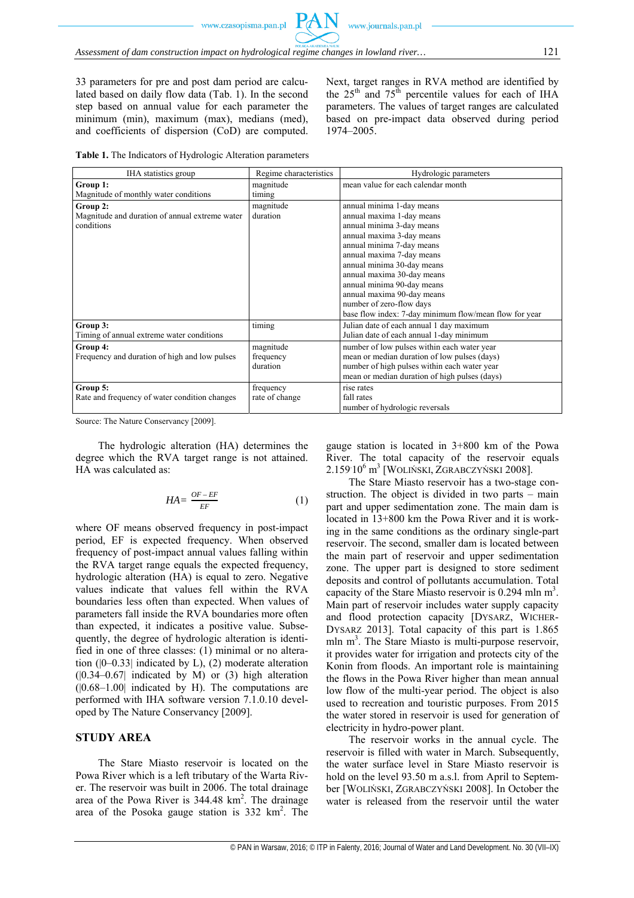33 parameters for pre and post dam period are calculated based on daily flow data (Tab. 1). In the second step based on annual value for each parameter the minimum (min), maximum (max), medians (med), and coefficients of dispersion (CoD) are computed. Next, target ranges in RVA method are identified by the 25[th] and 75[th] percentile values for each of IHA parameters. The values of target ranges are calculated based on pre-impact data observed during period 1974–2005.

**Table 1.** The Indicators of Hydrologic Alteration parameters

| IHA statistics group | Regime characteristics | Hydrologic parameters |
|---|---|---|
| **Group 1:** Magnitude of monthly water conditions | magnitude timing | mean value for each calendar month |
| **Group 2:** Magnitude and duration of annual extreme water conditions | magnitude duration | annual minima 1-day means<br>annual maxima 1-day means<br>annual minima 3-day means<br>annual maxima 3-day means<br>annual minima 7-day means<br>annual maxima 7-day means<br>annual minima 30-day means<br>annual maxima 30-day means<br>annual minima 90-day means<br>annual maxima 90-day means<br>number of zero-flow days<br>base flow index: 7-day minimum flow/mean flow for year |
| **Group 3:** Timing of annual extreme water conditions | timing | Julian date of each annual 1 day maximum<br>Julian date of each annual 1-day minimum |
| **Group 4:** Frequency and duration of high and low pulses | magnitude frequency duration | number of low pulses within each water year<br>mean or median duration of low pulses (days)<br>number of high pulses within each water year<br>mean or median duration of high pulses (days) |
| **Group 5:** Rate and frequency of water condition changes | frequency rate of change | rise rates<br>fall rates<br>number of hydrologic reversals |

Source: The Nature Conservancy [2009].

The hydrologic alteration (HA) determines the degree which the RVA target range is not attained. HA was calculated as:

$$HA = \frac{OF - EF}{EF} \tag{1}$$

where OF means observed frequency in post-impact period, EF is expected frequency. When observed frequency of post-impact annual values falling within the RVA target range equals the expected frequency, hydrologic alteration (HA) is equal to zero. Negative values indicate that values fell within the RVA boundaries less often than expected. When values of parameters fall inside the RVA boundaries more often than expected, it indicates a positive value. Subsequently, the degree of hydrologic alteration is identified in one of three classes: (1) minimal or no alteration (|0–0.33| indicated by L), (2) moderate alteration (|0.34–0.67| indicated by M) or (3) high alteration (|0.68–1.00| indicated by H). The computations are performed with IHA software version 7.1.0.10 developed by The Nature Conservancy [2009].

## STUDY AREA

The Stare Miasto reservoir is located on the Powa River which is a left tributary of the Warta River. The reservoir was built in 2006. The total drainage area of the Powa River is 344.48 km$^2$. The drainage area of the Posoka gauge station is 332 km$^2$. The gauge station is located in 3+800 km of the Powa River. The total capacity of the reservoir equals $2.159 \cdot 10^6$ m$^3$ [WOLIŃSKI, ZGRABCZYŃSKI 2008].

The Stare Miasto reservoir has a two-stage construction. The object is divided in two parts – main part and upper sedimentation zone. The main dam is located in 13+800 km the Powa River and it is working in the same conditions as the ordinary single-part reservoir. The second, smaller dam is located between the main part of reservoir and upper sedimentation zone. The upper part is designed to store sediment deposits and control of pollutants accumulation. Total capacity of the Stare Miasto reservoir is 0.294 mln m$^3$. Main part of reservoir includes water supply capacity and flood protection capacity [DYSARZ, WICHER-DYSARZ 2013]. Total capacity of this part is 1.865 mln m$^3$. The Stare Miasto is multi-purpose reservoir, it provides water for irrigation and protects city of the Konin from floods. An important role is maintaining the flows in the Powa River higher than mean annual low flow of the multi-year period. The object is also used to recreation and touristic purposes. From 2015 the water stored in reservoir is used for generation of electricity in hydro-power plant.

The reservoir works in the annual cycle. The reservoir is filled with water in March. Subsequently, the water surface level in Stare Miasto reservoir is hold on the level 93.50 m a.s.l. from April to September [WOLIŃSKI, ZGRABCZYŃSKI 2008]. In October the water is released from the reservoir until the water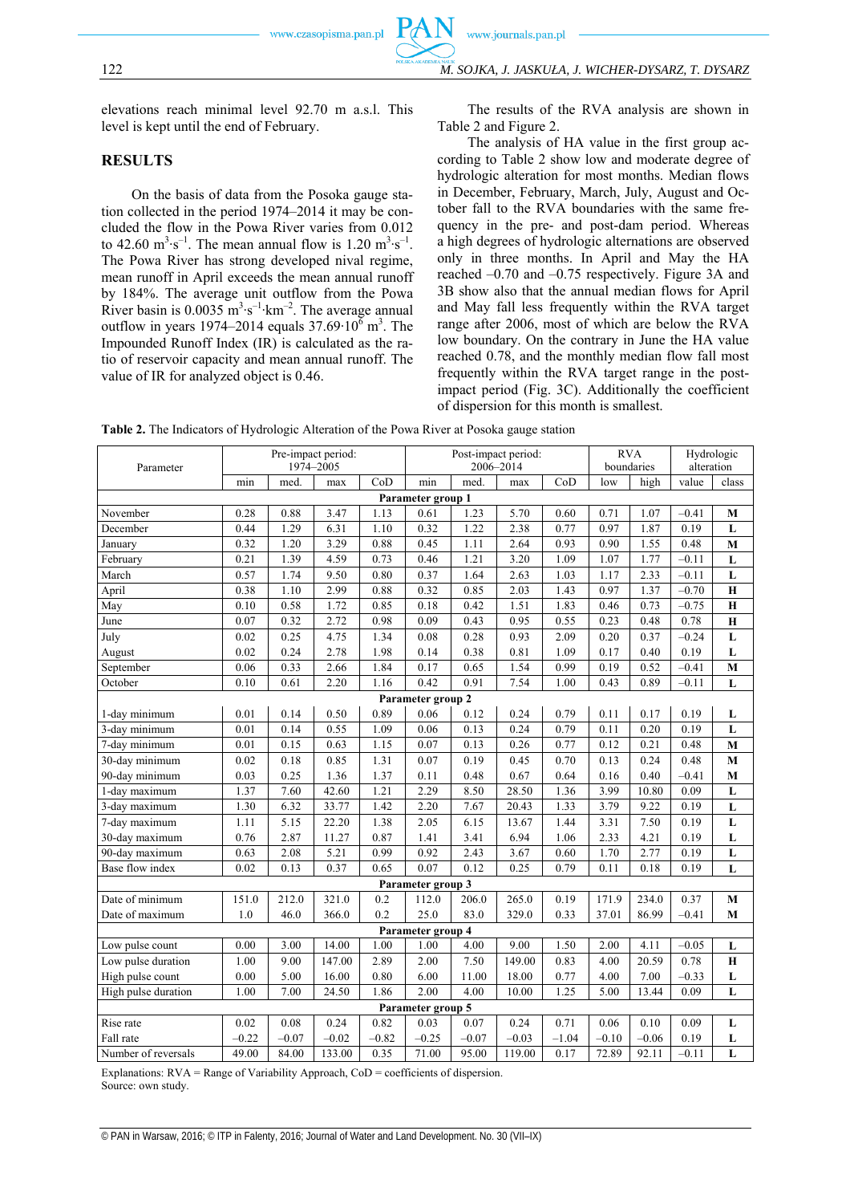elevations reach minimal level 92.70 m a.s.l. This level is kept until the end of February.

## RESULTS

On the basis of data from the Posoka gauge station collected in the period 1974–2014 it may be concluded the flow in the Powa River varies from 0.012 to 42.60 $m^3 \cdot s^{-1}$. The mean annual flow is 1.20 $m^3 \cdot s^{-1}$. The Powa River has strong developed nival regime, mean runoff in April exceeds the mean annual runoff by 184%. The average unit outflow from the Powa River basin is 0.0035 $m^3 \cdot s^{-1} \cdot km^{-2}$. The average annual outflow in years 1974–2014 equals 37.69·$10^6$ $m^3$. The Impounded Runoff Index (IR) is calculated as the ratio of reservoir capacity and mean annual runoff. The value of IR for analyzed object is 0.46.

The results of the RVA analysis are shown in Table 2 and Figure 2.

The analysis of HA value in the first group according to Table 2 show low and moderate degree of hydrologic alteration for most months. Median flows in December, February, March, July, August and October fall to the RVA boundaries with the same frequency in the pre- and post-dam period. Whereas a high degrees of hydrologic alternations are observed only in three months. In April and May the HA reached –0.70 and –0.75 respectively. Figure 3A and 3B show also that the annual median flows for April and May fall less frequently within the RVA target range after 2006, most of which are below the RVA low boundary. On the contrary in June the HA value reached 0.78, and the monthly median flow fall most frequently within the RVA target range in the post-impact period (Fig. 3C). Additionally the coefficient of dispersion for this month is smallest.

**Table 2.** The Indicators of Hydrologic Alteration of the Powa River at Posoka gauge station

| Parameter | Pre-impact period: 1974–2005 | | | | Post-impact period: 2006–2014 | | | | RVA boundaries | | Hydrologic alteration | |
|---|---|---|---|---|---|---|---|---|---|---|---|---|
| | min | med. | max | CoD | min | med. | max | CoD | low | high | value | class |
| **Parameter group 1** | | | | | | | | | | | | |
| November | 0.28 | 0.88 | 3.47 | 1.13 | 0.61 | 1.23 | 5.70 | 0.60 | 0.71 | 1.07 | –0.41 | **M** |
| December | 0.44 | 1.29 | 6.31 | 1.10 | 0.32 | 1.22 | 2.38 | 0.77 | 0.97 | 1.87 | 0.19 | **L** |
| January | 0.32 | 1.20 | 3.29 | 0.88 | 0.45 | 1.11 | 2.64 | 0.93 | 0.90 | 1.55 | 0.48 | **M** |
| February | 0.21 | 1.39 | 4.59 | 0.73 | 0.46 | 1.21 | 3.20 | 1.09 | 1.07 | 1.77 | –0.11 | **L** |
| March | 0.57 | 1.74 | 9.50 | 0.80 | 0.37 | 1.64 | 2.63 | 1.03 | 1.17 | 2.33 | –0.11 | **L** |
| April | 0.38 | 1.10 | 2.99 | 0.88 | 0.32 | 0.85 | 2.03 | 1.43 | 0.97 | 1.37 | –0.70 | **H** |
| May | 0.10 | 0.58 | 1.72 | 0.85 | 0.18 | 0.42 | 1.51 | 1.83 | 0.46 | 0.73 | –0.75 | **H** |
| June | 0.07 | 0.32 | 2.72 | 0.98 | 0.09 | 0.43 | 0.95 | 0.55 | 0.23 | 0.48 | 0.78 | **H** |
| July | 0.02 | 0.25 | 4.75 | 1.34 | 0.08 | 0.28 | 0.93 | 2.09 | 0.20 | 0.37 | –0.24 | **L** |
| August | 0.02 | 0.24 | 2.78 | 1.98 | 0.14 | 0.38 | 0.81 | 1.09 | 0.17 | 0.40 | 0.19 | **L** |
| September | 0.06 | 0.33 | 2.66 | 1.84 | 0.17 | 0.65 | 1.54 | 0.99 | 0.19 | 0.52 | –0.41 | **M** |
| October | 0.10 | 0.61 | 2.20 | 1.16 | 0.42 | 0.91 | 7.54 | 1.00 | 0.43 | 0.89 | –0.11 | **L** |
| **Parameter group 2** | | | | | | | | | | | | |
| 1-day minimum | 0.01 | 0.14 | 0.50 | 0.89 | 0.06 | 0.12 | 0.24 | 0.79 | 0.11 | 0.17 | 0.19 | **L** |
| 3-day minimum | 0.01 | 0.14 | 0.55 | 1.09 | 0.06 | 0.13 | 0.24 | 0.79 | 0.11 | 0.20 | 0.19 | **L** |
| 7-day minimum | 0.01 | 0.15 | 0.63 | 1.15 | 0.07 | 0.13 | 0.26 | 0.77 | 0.12 | 0.21 | 0.48 | **M** |
| 30-day minimum | 0.02 | 0.18 | 0.85 | 1.31 | 0.07 | 0.19 | 0.45 | 0.70 | 0.13 | 0.24 | 0.48 | **M** |
| 90-day minimum | 0.03 | 0.25 | 1.36 | 1.37 | 0.11 | 0.48 | 0.67 | 0.64 | 0.16 | 0.40 | –0.41 | **M** |
| 1-day maximum | 1.37 | 7.60 | 42.60 | 1.21 | 2.29 | 8.50 | 28.50 | 1.36 | 3.99 | 10.80 | 0.09 | **L** |
| 3-day maximum | 1.30 | 6.32 | 33.77 | 1.42 | 2.20 | 7.67 | 20.43 | 1.33 | 3.79 | 9.22 | 0.19 | **L** |
| 7-day maximum | 1.11 | 5.15 | 22.20 | 1.38 | 2.05 | 6.15 | 13.67 | 1.44 | 3.31 | 7.50 | 0.19 | **L** |
| 30-day maximum | 0.76 | 2.87 | 11.27 | 0.87 | 1.41 | 3.41 | 6.94 | 1.06 | 2.33 | 4.21 | 0.19 | **L** |
| 90-day maximum | 0.63 | 2.08 | 5.21 | 0.99 | 0.92 | 2.43 | 3.67 | 0.60 | 1.70 | 2.77 | 0.19 | **L** |
| Base flow index | 0.02 | 0.13 | 0.37 | 0.65 | 0.07 | 0.12 | 0.25 | 0.79 | 0.11 | 0.18 | 0.19 | **L** |
| **Parameter group 3** | | | | | | | | | | | | |
| Date of minimum | 151.0 | 212.0 | 321.0 | 0.2 | 112.0 | 206.0 | 265.0 | 0.19 | 171.9 | 234.0 | 0.37 | **M** |
| Date of maximum | 1.0 | 46.0 | 366.0 | 0.2 | 25.0 | 83.0 | 329.0 | 0.33 | 37.01 | 86.99 | –0.41 | **M** |
| **Parameter group 4** | | | | | | | | | | | | |
| Low pulse count | 0.00 | 3.00 | 14.00 | 1.00 | 1.00 | 4.00 | 9.00 | 1.50 | 2.00 | 4.11 | –0.05 | **L** |
| Low pulse duration | 1.00 | 9.00 | 147.00 | 2.89 | 2.00 | 7.50 | 149.00 | 0.83 | 4.00 | 20.59 | 0.78 | **H** |
| High pulse count | 0.00 | 5.00 | 16.00 | 0.80 | 6.00 | 11.00 | 18.00 | 0.77 | 4.00 | 7.00 | –0.33 | **L** |
| High pulse duration | 1.00 | 7.00 | 24.50 | 1.86 | 2.00 | 4.00 | 10.00 | 1.25 | 5.00 | 13.44 | 0.09 | **L** |
| **Parameter group 5** | | | | | | | | | | | | |
| Rise rate | 0.02 | 0.08 | 0.24 | 0.82 | 0.03 | 0.07 | 0.24 | 0.71 | 0.06 | 0.10 | 0.09 | **L** |
| Fall rate | –0.22 | –0.07 | –0.02 | –0.82 | –0.25 | –0.07 | –0.03 | –1.04 | –0.10 | –0.06 | 0.19 | **L** |
| Number of reversals | 49.00 | 84.00 | 133.00 | 0.35 | 71.00 | 95.00 | 119.00 | 0.17 | 72.89 | 92.11 | –0.11 | **L** |

Explanations: RVA = Range of Variability Approach, CoD = coefficients of dispersion.
Source: own study.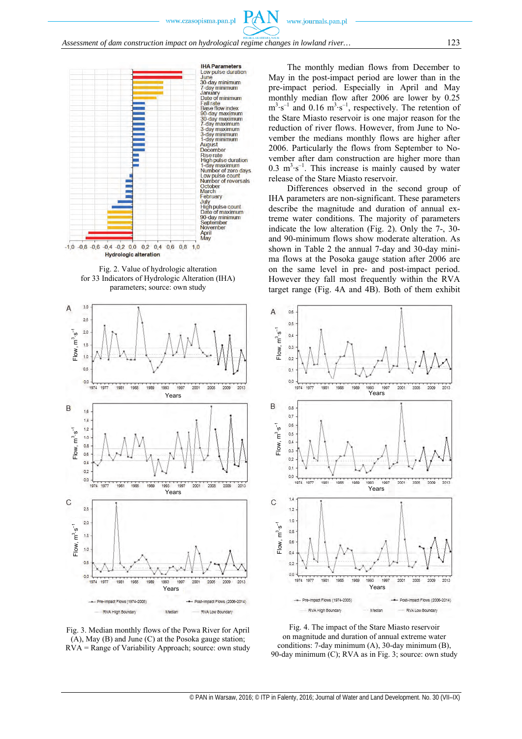Fig. 2. Value of hydrologic alteration for 33 Indicators of Hydrologic Alteration (IHA) parameters; source: own study

The monthly median flows from December to May in the post-impact period are lower than in the pre-impact period. Especially in April and May monthly median flow after 2006 are lower by 0.25 $m^3 \cdot s^{-1}$ and 0.16 $m^3 \cdot s^{-1}$, respectively. The retention of the Stare Miasto reservoir is one major reason for the reduction of river flows. However, from June to November the medians monthly flows are higher after 2006. Particularly the flows from September to November after dam construction are higher more than 0.3 $m^3 \cdot s^{-1}$. This increase is mainly caused by water release of the Stare Miasto reservoir.

Differences observed in the second group of IHA parameters are non-significant. These parameters describe the magnitude and duration of annual extreme water conditions. The majority of parameters indicate the low alteration (Fig. 2). Only the 7-, 30- and 90-minimum flows show moderate alteration. As shown in Table 2 the annual 7-day and 30-day minima flows at the Posoka gauge station after 2006 are on the same level in pre- and post-impact period. However they fall most frequently within the RVA target range (Fig. 4A and 4B). Both of them exhibit

Fig. 3. Median monthly flows of the Powa River for April (A), May (B) and June (C) at the Posoka gauge station; RVA = Range of Variability Approach; source: own study

Fig. 4. The impact of the Stare Miasto reservoir on magnitude and duration of annual extreme water conditions: 7-day minimum (A), 30-day minimum (B), 90-day minimum (C); RVA as in Fig. 3; source: own study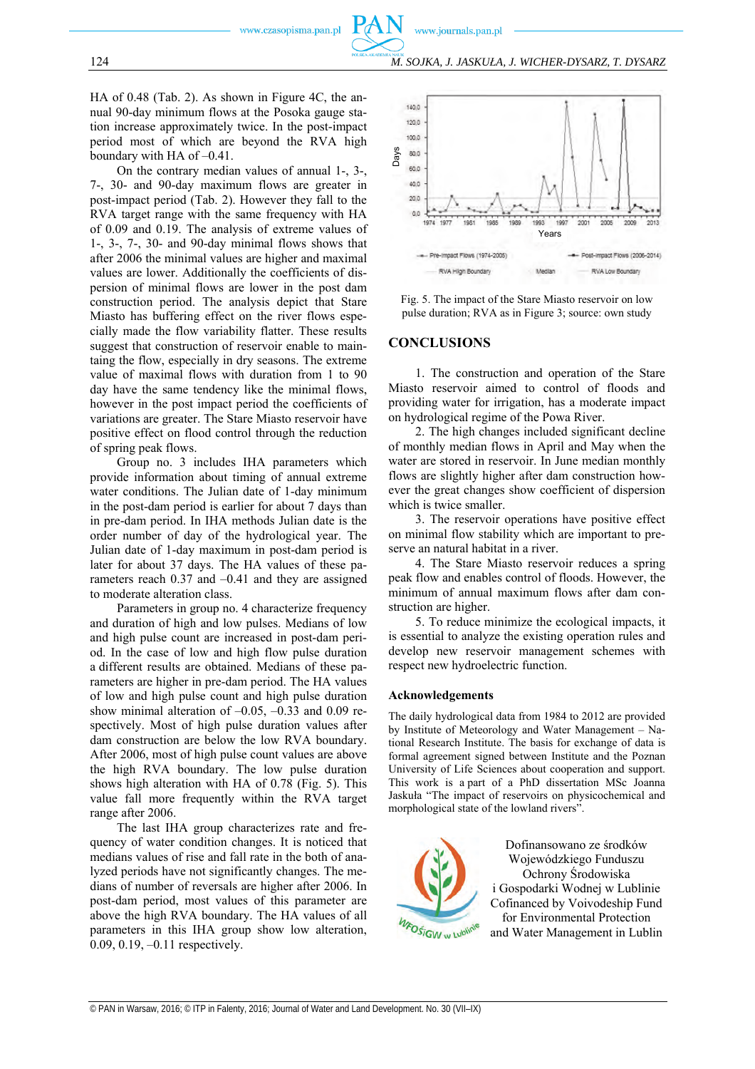HA of 0.48 (Tab. 2). As shown in Figure 4C, the annual 90-day minimum flows at the Posoka gauge station increase approximately twice. In the post-impact period most of which are beyond the RVA high boundary with HA of –0.41.

On the contrary median values of annual 1-, 3-, 7-, 30- and 90-day maximum flows are greater in post-impact period (Tab. 2). However they fall to the RVA target range with the same frequency with HA of 0.09 and 0.19. The analysis of extreme values of 1-, 3-, 7-, 30- and 90-day minimal flows shows that after 2006 the minimal values are higher and maximal values are lower. Additionally the coefficients of dispersion of minimal flows are lower in the post dam construction period. The analysis depict that Stare Miasto has buffering effect on the river flows especially made the flow variability flatter. These results suggest that construction of reservoir enable to maintaing the flow, especially in dry seasons. The extreme value of maximal flows with duration from 1 to 90 day have the same tendency like the minimal flows, however in the post impact period the coefficients of variations are greater. The Stare Miasto reservoir have positive effect on flood control through the reduction of spring peak flows.

Group no. 3 includes IHA parameters which provide information about timing of annual extreme water conditions. The Julian date of 1-day minimum in the post-dam period is earlier for about 7 days than in pre-dam period. In IHA methods Julian date is the order number of day of the hydrological year. The Julian date of 1-day maximum in post-dam period is later for about 37 days. The HA values of these parameters reach 0.37 and –0.41 and they are assigned to moderate alteration class.

Parameters in group no. 4 characterize frequency and duration of high and low pulses. Medians of low and high pulse count are increased in post-dam period. In the case of low and high flow pulse duration a different results are obtained. Medians of these parameters are higher in pre-dam period. The HA values of low and high pulse count and high pulse duration show minimal alteration of –0.05, –0.33 and 0.09 respectively. Most of high pulse duration values after dam construction are below the low RVA boundary. After 2006, most of high pulse count values are above the high RVA boundary. The low pulse duration shows high alteration with HA of 0.78 (Fig. 5). This value fall more frequently within the RVA target range after 2006.

The last IHA group characterizes rate and frequency of water condition changes. It is noticed that medians values of rise and fall rate in the both of analyzed periods have not significantly changes. The medians of number of reversals are higher after 2006. In post-dam period, most values of this parameter are above the high RVA boundary. The HA values of all parameters in this IHA group show low alteration, 0.09, 0.19, –0.11 respectively.

Fig. 5. The impact of the Stare Miasto reservoir on low pulse duration; RVA as in Figure 3; source: own study

## CONCLUSIONS

1. The construction and operation of the Stare Miasto reservoir aimed to control of floods and providing water for irrigation, has a moderate impact on hydrological regime of the Powa River.

2. The high changes included significant decline of monthly median flows in April and May when the water are stored in reservoir. In June median monthly flows are slightly higher after dam construction however the great changes show coefficient of dispersion which is twice smaller.

3. The reservoir operations have positive effect on minimal flow stability which are important to preserve an natural habitat in a river.

4. The Stare Miasto reservoir reduces a spring peak flow and enables control of floods. However, the minimum of annual maximum flows after dam construction are higher.

5. To reduce minimize the ecological impacts, it is essential to analyze the existing operation rules and develop new reservoir management schemes with respect new hydroelectric function.

### Acknowledgements

The daily hydrological data from 1984 to 2012 are provided by Institute of Meteorology and Water Management – National Research Institute. The basis for exchange of data is formal agreement signed between Institute and the Poznan University of Life Sciences about cooperation and support. This work is a part of a PhD dissertation MSc Joanna Jaskuła "The impact of reservoirs on physicochemical and morphological state of the lowland rivers".

Dofinansowano ze środków Wojewódzkiego Funduszu Ochrony Środowiska i Gospodarki Wodnej w Lublinie
Cofinanced by Voivodeship Fund for Environmental Protection and Water Management in Lublin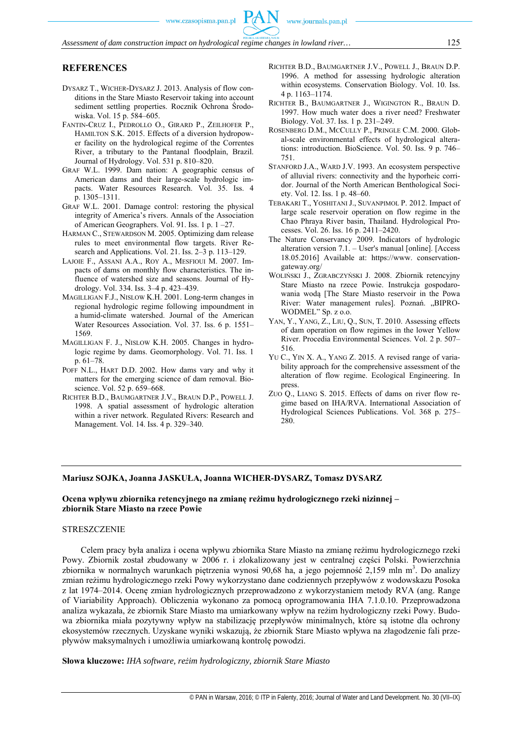## REFERENCES

DYSARZ T., WICHER-DYSARZ J. 2013. Analysis of flow conditions in the Stare Miasto Reservoir taking into account sediment settling properties. Rocznik Ochrona Środowiska. Vol. 15 p. 584–605.

FANTIN-CRUZ I., PEDROLLO O., GIRARD P., ZEILHOFER P., HAMILTON S.K. 2015. Effects of a diversion hydropower facility on the hydrological regime of the Correntes River, a tributary to the Pantanal floodplain, Brazil. Journal of Hydrology. Vol. 531 p. 810–820.

GRAF W.L. 1999. Dam nation: A geographic census of American dams and their large-scale hydrologic impacts. Water Resources Research. Vol. 35. Iss. 4 p. 1305–1311.

GRAF W.L. 2001. Damage control: restoring the physical integrity of America's rivers. Annals of the Association of American Geographers. Vol. 91. Iss. 1 p. 1 –27.

HARMAN C., STEWARDSON M. 2005. Optimizing dam release rules to meet environmental flow targets. River Research and Applications. Vol. 21. Iss. 2–3 p. 113–129.

LAJOIE F., ASSANI A.A., ROY A., MESFIOUI M. 2007. Impacts of dams on monthly flow characteristics. The influence of watershed size and seasons. Journal of Hydrology. Vol. 334. Iss. 3–4 p. 423–439.

MAGILLIGAN F.J., NISLOW K.H. 2001. Long-term changes in regional hydrologic regime following impoundment in a humid-climate watershed. Journal of the American Water Resources Association. Vol. 37. Iss. 6 p. 1551–1569.

MAGILLIGAN F. J., NISLOW K.H. 2005. Changes in hydrologic regime by dams. Geomorphology. Vol. 71. Iss. 1 p. 61–78.

POFF N.L., HART D.D. 2002. How dams vary and why it matters for the emerging science of dam removal. Bioscience. Vol. 52 p. 659–668.

RICHTER B.D., BAUMGARTNER J.V., BRAUN D.P., POWELL J. 1998. A spatial assessment of hydrologic alteration within a river network. Regulated Rivers: Research and Management. Vol. 14. Iss. 4 p. 329–340.

RICHTER B.D., BAUMGARTNER J.V., POWELL J., BRAUN D.P. 1996. A method for assessing hydrologic alteration within ecosystems. Conservation Biology. Vol. 10. Iss. 4 p. 1163–1174.

RICHTER B., BAUMGARTNER J., WIGINGTON R., BRAUN D. 1997. How much water does a river need? Freshwater Biology. Vol. 37. Iss. 1 p. 231–249.

ROSENBERG D.M., MCCULLY P., PRINGLE C.M. 2000. Global-scale environmental effects of hydrological alterations: introduction. BioScience. Vol. 50. Iss. 9 p. 746–751.

STANFORD J.A., WARD J.V. 1993. An ecosystem perspective of alluvial rivers: connectivity and the hyporheic corridor. Journal of the North American Benthological Society. Vol. 12. Iss. 1 p. 48–60.

TEBAKARI T., YOSHITANI J., SUVANPIMOL P. 2012. Impact of large scale reservoir operation on flow regime in the Chao Phraya River basin, Thailand. Hydrological Processes. Vol. 26. Iss. 16 p. 2411–2420.

The Nature Conservancy 2009. Indicators of hydrologic alteration version 7.1. – User's manual [online]. [Access 18.05.2016] Available at: https://www. conservationgateway.org/

WOLIŃSKI J., ZGRABCZYŃSKI J. 2008. Zbiornik retencyjny Stare Miasto na rzece Powie. Instrukcja gospodarowania wodą [The Stare Miasto reservoir in the Powa River: Water management rules]. Poznań. „BIPROWODMEL" Sp. z o.o.

YAN, Y., YANG, Z., LIU, Q., SUN, T. 2010. Assessing effects of dam operation on flow regimes in the lower Yellow River. Procedia Environmental Sciences. Vol. 2 p. 507–516.

YU C., YIN X. A., YANG Z. 2015. A revised range of variability approach for the comprehensive assessment of the alteration of flow regime. Ecological Engineering. In press.

ZUO Q., LIANG S. 2015. Effects of dams on river flow regime based on IHA/RVA. International Association of Hydrological Sciences Publications. Vol. 368 p. 275–280.

---

**Mariusz SOJKA, Joanna JASKUŁA, Joanna WICHER-DYSARZ, Tomasz DYSARZ**

**Ocena wpływu zbiornika retencyjnego na zmianę reżimu hydrologicznego rzeki nizinnej – zbiornik Stare Miasto na rzece Powie**

STRESZCZENIE

Celem pracy była analiza i ocena wpływu zbiornika Stare Miasto na zmianę reżimu hydrologicznego rzeki Powy. Zbiornik został zbudowany w 2006 r. i zlokalizowany jest w centralnej części Polski. Powierzchnia zbiornika w normalnych warunkach piętrzenia wynosi 90,68 ha, a jego pojemność 2,159 mln m$^3$. Do analizy zmian reżimu hydrologicznego rzeki Powy wykorzystano dane codziennych przepływów z wodowskazu Posoka z lat 1974–2014. Ocenę zmian hydrologicznych przeprowadzono z wykorzystaniem metody RVA (ang. Range of Viariability Approach). Obliczenia wykonano za pomocą oprogramowania IHA 7.1.0.10. Przeprowadzona analiza wykazała, że zbiornik Stare Miasto ma umiarkowany wpływ na reżim hydrologiczny rzeki Powy. Budowa zbiornika miała pozytywny wpływ na stabilizację przepływów minimalnych, które są istotne dla ochrony ekosystemów rzecznych. Uzyskane wyniki wskazują, że zbiornik Stare Miasto wpływa na złagodzenie fali przepływów maksymalnych i umożliwia umiarkowaną kontrolę powodzi.

**Słowa kluczowe:** *IHA software, reżim hydrologiczny, zbiornik Stare Miasto*